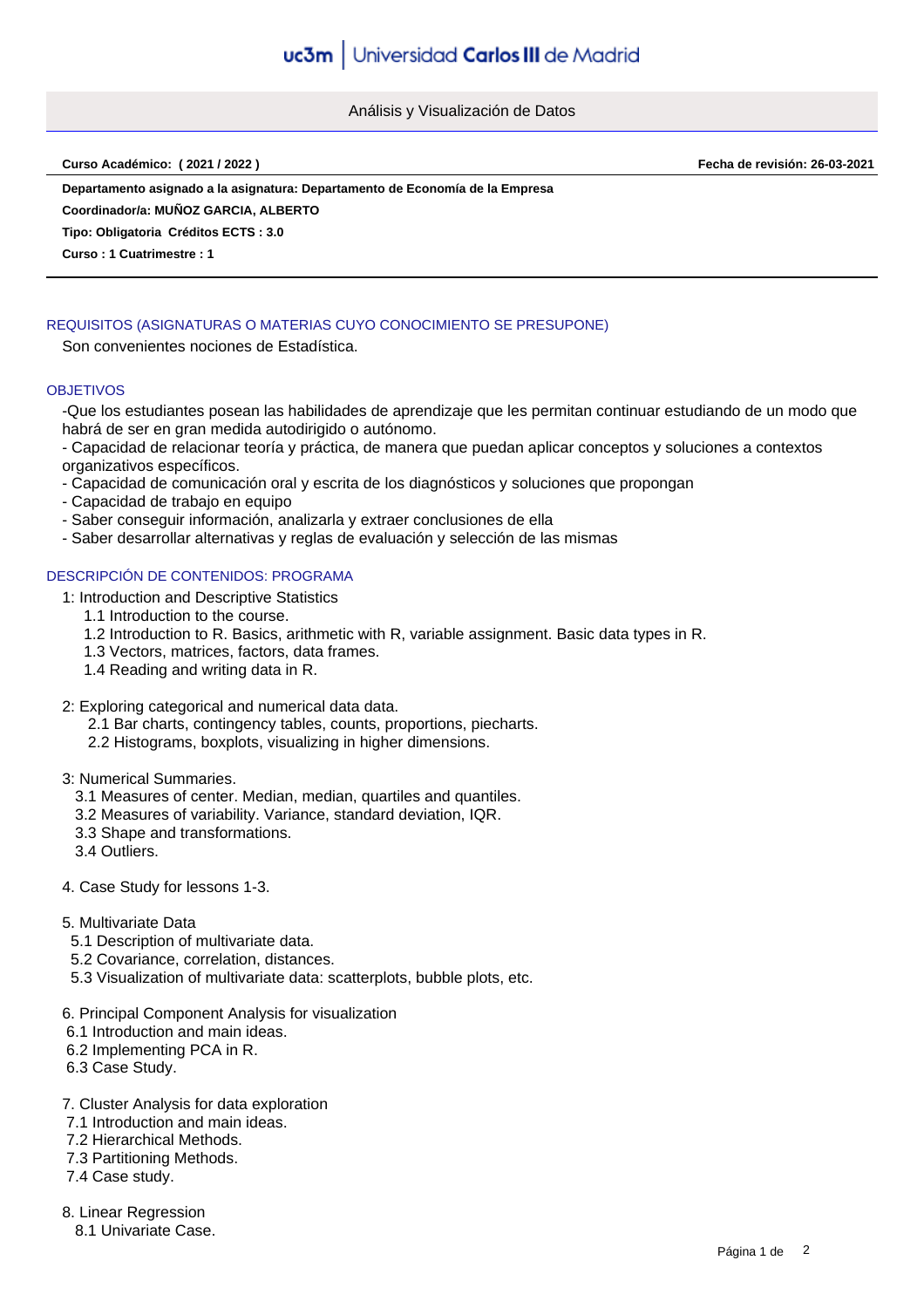# Análisis y Visualización de Datos

**Curso Académico: ( 2021 / 2022 )** **Fecha de revisión: 26-03-2021**

**Departamento asignado a la asignatura: Departamento de Economía de la Empresa**

**Coordinador/a: MUÑOZ GARCIA, ALBERTO**

**Tipo: Obligatoria Créditos ECTS : 3.0**

**Curso : 1 Cuatrimestre : 1**

## REQUISITOS (ASIGNATURAS O MATERIAS CUYO CONOCIMIENTO SE PRESUPONE)

Son convenientes nociones de Estadística.

## OBJETIVOS

-Que los estudiantes posean las habilidades de aprendizaje que les permitan continuar estudiando de un modo que habrá de ser en gran medida autodirigido o autónomo.
- Capacidad de relacionar teoría y práctica, de manera que puedan aplicar conceptos y soluciones a contextos organizativos específicos.
- Capacidad de comunicación oral y escrita de los diagnósticos y soluciones que propongan
- Capacidad de trabajo en equipo
- Saber conseguir información, analizarla y extraer conclusiones de ella
- Saber desarrollar alternativas y reglas de evaluación y selección de las mismas

## DESCRIPCIÓN DE CONTENIDOS: PROGRAMA

1: Introduction and Descriptive Statistics
   1.1 Introduction to the course.
   1.2 Introduction to R. Basics, arithmetic with R, variable assignment. Basic data types in R.
   1.3 Vectors, matrices, factors, data frames.
   1.4 Reading and writing data in R.

2: Exploring categorical and numerical data data.
   2.1 Bar charts, contingency tables, counts, proportions, piecharts.
   2.2 Histograms, boxplots, visualizing in higher dimensions.

3: Numerical Summaries.
   3.1 Measures of center. Median, median, quartiles and quantiles.
   3.2 Measures of variability. Variance, standard deviation, IQR.
   3.3 Shape and transformations.
   3.4 Outliers.

4. Case Study for lessons 1-3.

5. Multivariate Data
   5.1 Description of multivariate data.
   5.2 Covariance, correlation, distances.
   5.3 Visualization of multivariate data: scatterplots, bubble plots, etc.

6. Principal Component Analysis for visualization
   6.1 Introduction and main ideas.
   6.2 Implementing PCA in R.
   6.3 Case Study.

7. Cluster Analysis for data exploration
   7.1 Introduction and main ideas.
   7.2 Hierarchical Methods.
   7.3 Partitioning Methods.
   7.4 Case study.

8. Linear Regression
   8.1 Univariate Case.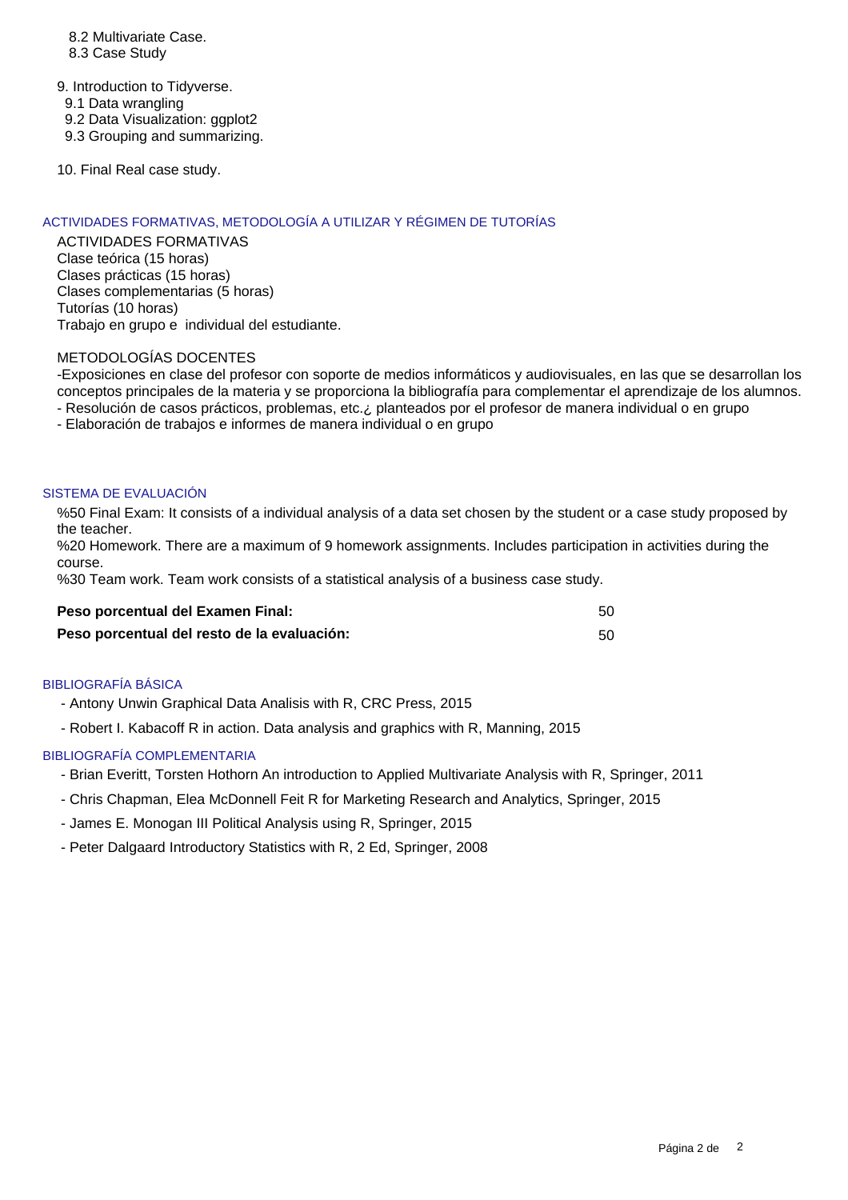8.2 Multivariate Case.
8.3 Case Study

9. Introduction to Tidyverse.
   9.1 Data wrangling
   9.2 Data Visualization: ggplot2
   9.3 Grouping and summarizing.

10. Final Real case study.

## ACTIVIDADES FORMATIVAS, METODOLOGÍA A UTILIZAR Y RÉGIMEN DE TUTORÍAS

ACTIVIDADES FORMATIVAS
Clase teórica (15 horas)
Clases prácticas (15 horas)
Clases complementarias (5 horas)
Tutorías (10 horas)
Trabajo en grupo e individual del estudiante.

METODOLOGÍAS DOCENTES
-Exposiciones en clase del profesor con soporte de medios informáticos y audiovisuales, en las que se desarrollan los conceptos principales de la materia y se proporciona la bibliografía para complementar el aprendizaje de los alumnos.
- Resolución de casos prácticos, problemas, etc.¿ planteados por el profesor de manera individual o en grupo
- Elaboración de trabajos e informes de manera individual o en grupo

## SISTEMA DE EVALUACIÓN

%50 Final Exam: It consists of a individual analysis of a data set chosen by the student or a case study proposed by the teacher.
%20 Homework. There are a maximum of 9 homework assignments. Includes participation in activities during the course.
%30 Team work. Team work consists of a statistical analysis of a business case study.

| | |
|---|---|
| **Peso porcentual del Examen Final:** | 50 |
| **Peso porcentual del resto de la evaluación:** | 50 |

## BIBLIOGRAFÍA BÁSICA

- Antony Unwin Graphical Data Analisis with R, CRC Press, 2015
- Robert I. Kabacoff R in action. Data analysis and graphics with R, Manning, 2015

## BIBLIOGRAFÍA COMPLEMENTARIA

- Brian Everitt, Torsten Hothorn An introduction to Applied Multivariate Analysis with R, Springer, 2011
- Chris Chapman, Elea McDonnell Feit R for Marketing Research and Analytics, Springer, 2015
- James E. Monogan III Political Analysis using R, Springer, 2015
- Peter Dalgaard Introductory Statistics with R, 2 Ed, Springer, 2008